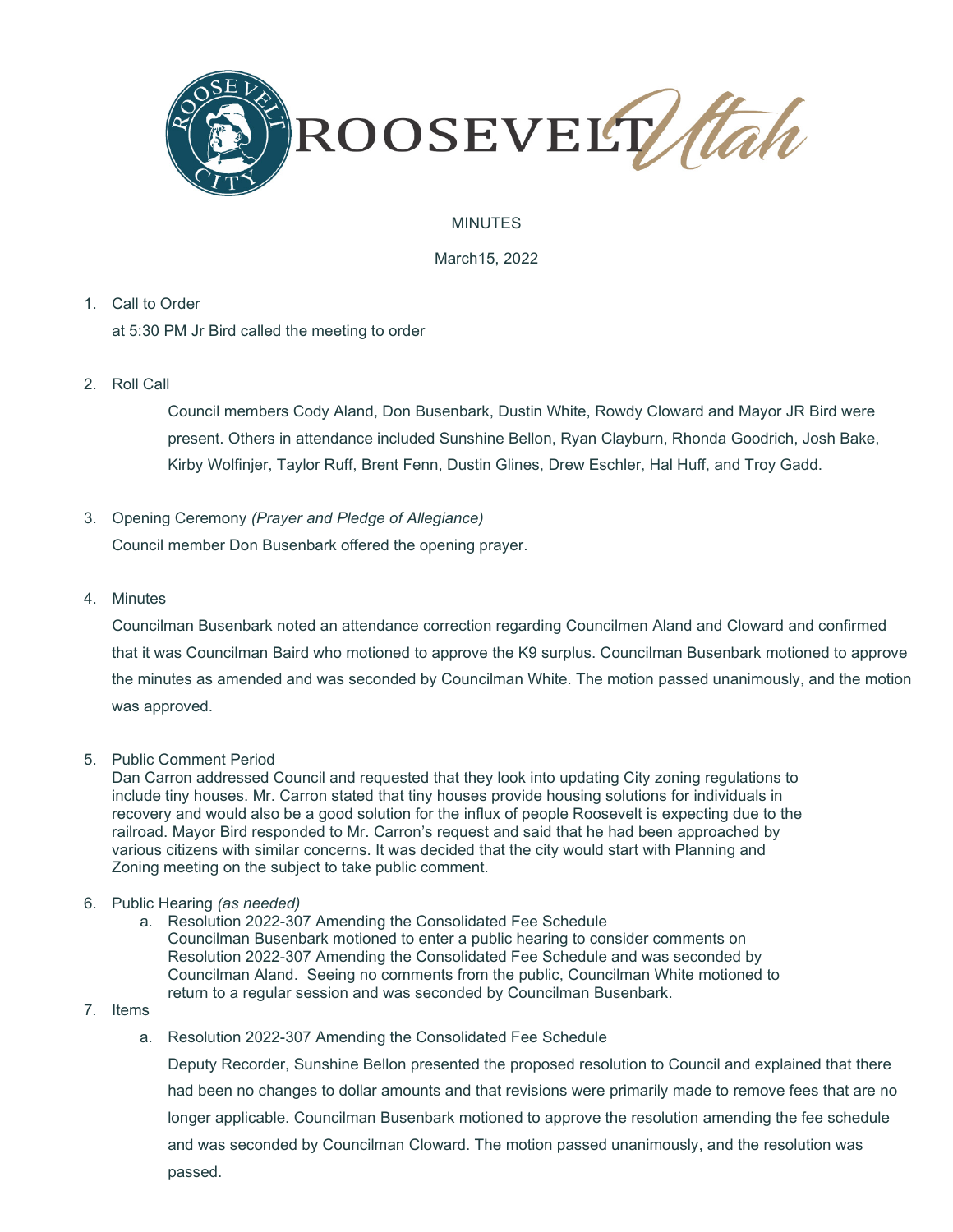ROOSEVELT CITY ROOSEVELT Utah

MINUTES

March15, 2022

1. Call to Order

   at 5:30 PM Jr Bird called the meeting to order

2. Roll Call

   Council members Cody Aland, Don Busenbark, Dustin White, Rowdy Cloward and Mayor JR Bird were present. Others in attendance included Sunshine Bellon, Ryan Clayburn, Rhonda Goodrich, Josh Bake, Kirby Wolfinjer, Taylor Ruff, Brent Fenn, Dustin Glines, Drew Eschler, Hal Huff, and Troy Gadd.

3. Opening Ceremony *(Prayer and Pledge of Allegiance)*

   Council member Don Busenbark offered the opening prayer.

4. Minutes

   Councilman Busenbark noted an attendance correction regarding Councilmen Aland and Cloward and confirmed that it was Councilman Baird who motioned to approve the K9 surplus. Councilman Busenbark motioned to approve the minutes as amended and was seconded by Councilman White. The motion passed unanimously, and the motion was approved.

5. Public Comment Period

   Dan Carron addressed Council and requested that they look into updating City zoning regulations to include tiny houses. Mr. Carron stated that tiny houses provide housing solutions for individuals in recovery and would also be a good solution for the influx of people Roosevelt is expecting due to the railroad. Mayor Bird responded to Mr. Carron's request and said that he had been approached by various citizens with similar concerns. It was decided that the city would start with Planning and Zoning meeting on the subject to take public comment.

6. Public Hearing *(as needed)*

   a. Resolution 2022-307 Amending the Consolidated Fee Schedule

      Councilman Busenbark motioned to enter a public hearing to consider comments on Resolution 2022-307 Amending the Consolidated Fee Schedule and was seconded by Councilman Aland. Seeing no comments from the public, Councilman White motioned to return to a regular session and was seconded by Councilman Busenbark.

7. Items

   a. Resolution 2022-307 Amending the Consolidated Fee Schedule

      Deputy Recorder, Sunshine Bellon presented the proposed resolution to Council and explained that there had been no changes to dollar amounts and that revisions were primarily made to remove fees that are no longer applicable. Councilman Busenbark motioned to approve the resolution amending the fee schedule and was seconded by Councilman Cloward. The motion passed unanimously, and the resolution was passed.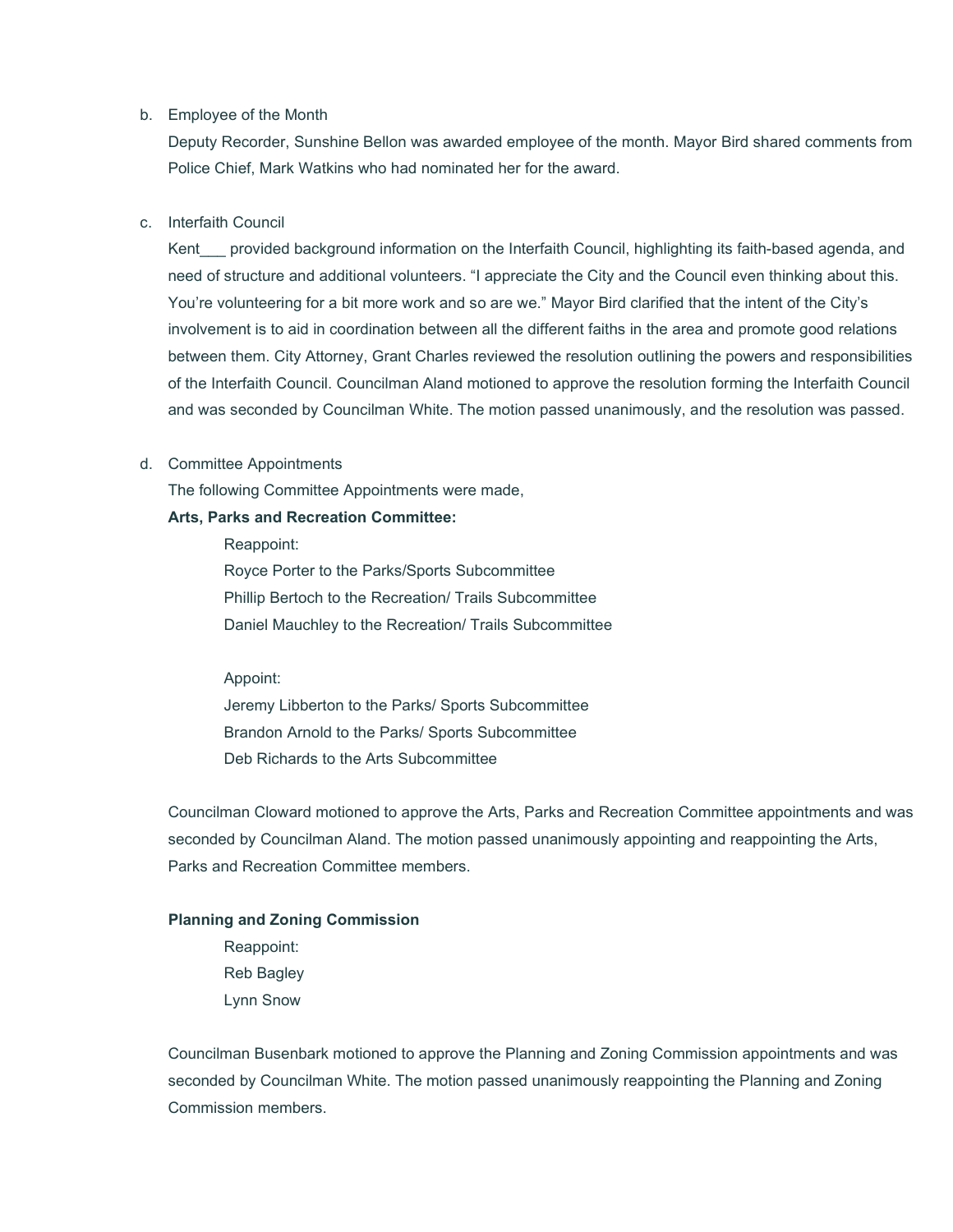b. Employee of the Month

   Deputy Recorder, Sunshine Bellon was awarded employee of the month. Mayor Bird shared comments from Police Chief, Mark Watkins who had nominated her for the award.

c. Interfaith Council

   Kent___ provided background information on the Interfaith Council, highlighting its faith-based agenda, and need of structure and additional volunteers. "I appreciate the City and the Council even thinking about this. You're volunteering for a bit more work and so are we." Mayor Bird clarified that the intent of the City's involvement is to aid in coordination between all the different faiths in the area and promote good relations between them. City Attorney, Grant Charles reviewed the resolution outlining the powers and responsibilities of the Interfaith Council. Councilman Aland motioned to approve the resolution forming the Interfaith Council and was seconded by Councilman White. The motion passed unanimously, and the resolution was passed.

d. Committee Appointments

   The following Committee Appointments were made,

   **Arts, Parks and Recreation Committee:**

   Reappoint:
   Royce Porter to the Parks/Sports Subcommittee
   Phillip Bertoch to the Recreation/ Trails Subcommittee
   Daniel Mauchley to the Recreation/ Trails Subcommittee

   Appoint:
   Jeremy Libberton to the Parks/ Sports Subcommittee
   Brandon Arnold to the Parks/ Sports Subcommittee
   Deb Richards to the Arts Subcommittee

   Councilman Cloward motioned to approve the Arts, Parks and Recreation Committee appointments and was seconded by Councilman Aland. The motion passed unanimously appointing and reappointing the Arts, Parks and Recreation Committee members.

   **Planning and Zoning Commission**

   Reappoint:
   Reb Bagley
   Lynn Snow

   Councilman Busenbark motioned to approve the Planning and Zoning Commission appointments and was seconded by Councilman White. The motion passed unanimously reappointing the Planning and Zoning Commission members.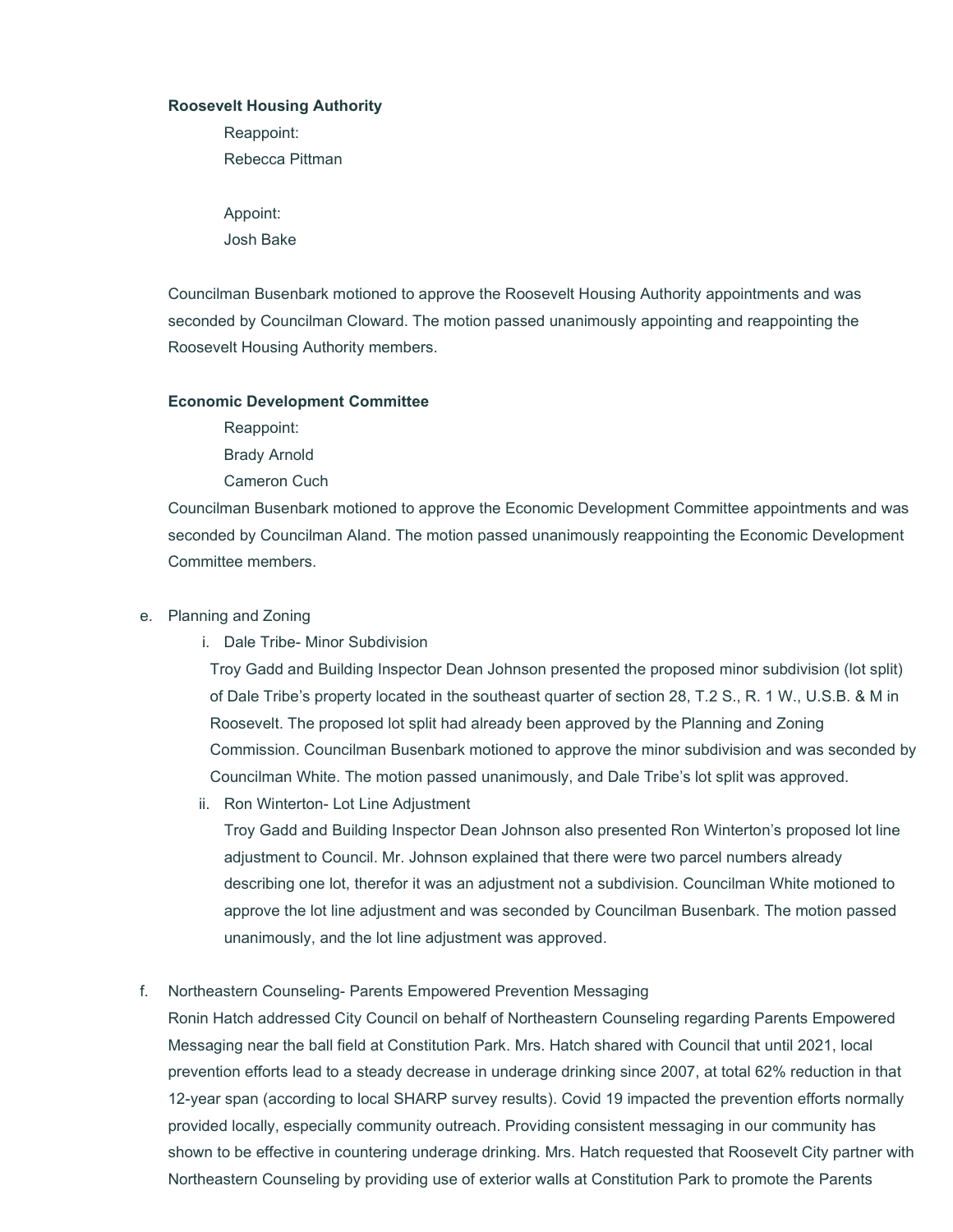**Roosevelt Housing Authority**

Reappoint:
Rebecca Pittman

Appoint:
Josh Bake

Councilman Busenbark motioned to approve the Roosevelt Housing Authority appointments and was seconded by Councilman Cloward. The motion passed unanimously appointing and reappointing the Roosevelt Housing Authority members.

**Economic Development Committee**

Reappoint:
Brady Arnold
Cameron Cuch

Councilman Busenbark motioned to approve the Economic Development Committee appointments and was seconded by Councilman Aland. The motion passed unanimously reappointing the Economic Development Committee members.

e. Planning and Zoning

   i. Dale Tribe- Minor Subdivision

   Troy Gadd and Building Inspector Dean Johnson presented the proposed minor subdivision (lot split) of Dale Tribe's property located in the southeast quarter of section 28, T.2 S., R. 1 W., U.S.B. & M in Roosevelt. The proposed lot split had already been approved by the Planning and Zoning Commission. Councilman Busenbark motioned to approve the minor subdivision and was seconded by Councilman White. The motion passed unanimously, and Dale Tribe's lot split was approved.

   ii. Ron Winterton- Lot Line Adjustment

   Troy Gadd and Building Inspector Dean Johnson also presented Ron Winterton's proposed lot line adjustment to Council. Mr. Johnson explained that there were two parcel numbers already describing one lot, therefor it was an adjustment not a subdivision. Councilman White motioned to approve the lot line adjustment and was seconded by Councilman Busenbark. The motion passed unanimously, and the lot line adjustment was approved.

f. Northeastern Counseling- Parents Empowered Prevention Messaging

Ronin Hatch addressed City Council on behalf of Northeastern Counseling regarding Parents Empowered Messaging near the ball field at Constitution Park. Mrs. Hatch shared with Council that until 2021, local prevention efforts lead to a steady decrease in underage drinking since 2007, at total 62% reduction in that 12-year span (according to local SHARP survey results). Covid 19 impacted the prevention efforts normally provided locally, especially community outreach. Providing consistent messaging in our community has shown to be effective in countering underage drinking. Mrs. Hatch requested that Roosevelt City partner with Northeastern Counseling by providing use of exterior walls at Constitution Park to promote the Parents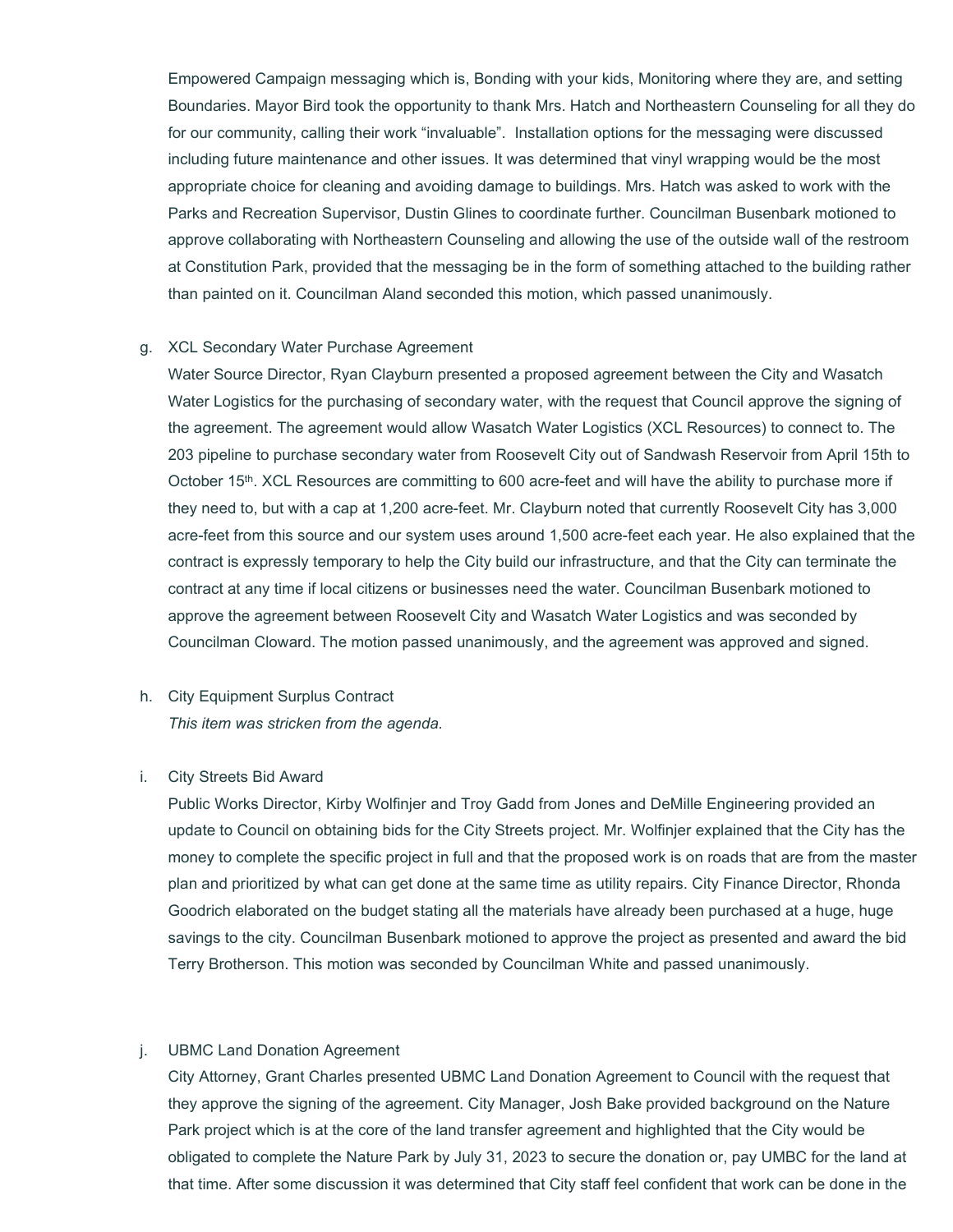Empowered Campaign messaging which is, Bonding with your kids, Monitoring where they are, and setting Boundaries. Mayor Bird took the opportunity to thank Mrs. Hatch and Northeastern Counseling for all they do for our community, calling their work "invaluable". Installation options for the messaging were discussed including future maintenance and other issues. It was determined that vinyl wrapping would be the most appropriate choice for cleaning and avoiding damage to buildings. Mrs. Hatch was asked to work with the Parks and Recreation Supervisor, Dustin Glines to coordinate further. Councilman Busenbark motioned to approve collaborating with Northeastern Counseling and allowing the use of the outside wall of the restroom at Constitution Park, provided that the messaging be in the form of something attached to the building rather than painted on it. Councilman Aland seconded this motion, which passed unanimously.

g. XCL Secondary Water Purchase Agreement

Water Source Director, Ryan Clayburn presented a proposed agreement between the City and Wasatch Water Logistics for the purchasing of secondary water, with the request that Council approve the signing of the agreement. The agreement would allow Wasatch Water Logistics (XCL Resources) to connect to. The 203 pipeline to purchase secondary water from Roosevelt City out of Sandwash Reservoir from April 15th to October 15th. XCL Resources are committing to 600 acre-feet and will have the ability to purchase more if they need to, but with a cap at 1,200 acre-feet. Mr. Clayburn noted that currently Roosevelt City has 3,000 acre-feet from this source and our system uses around 1,500 acre-feet each year. He also explained that the contract is expressly temporary to help the City build our infrastructure, and that the City can terminate the contract at any time if local citizens or businesses need the water. Councilman Busenbark motioned to approve the agreement between Roosevelt City and Wasatch Water Logistics and was seconded by Councilman Cloward. The motion passed unanimously, and the agreement was approved and signed.

h. City Equipment Surplus Contract

*This item was stricken from the agenda.*

i. City Streets Bid Award

Public Works Director, Kirby Wolfinjer and Troy Gadd from Jones and DeMille Engineering provided an update to Council on obtaining bids for the City Streets project. Mr. Wolfinjer explained that the City has the money to complete the specific project in full and that the proposed work is on roads that are from the master plan and prioritized by what can get done at the same time as utility repairs. City Finance Director, Rhonda Goodrich elaborated on the budget stating all the materials have already been purchased at a huge, huge savings to the city. Councilman Busenbark motioned to approve the project as presented and award the bid Terry Brotherson. This motion was seconded by Councilman White and passed unanimously.

j. UBMC Land Donation Agreement

City Attorney, Grant Charles presented UBMC Land Donation Agreement to Council with the request that they approve the signing of the agreement. City Manager, Josh Bake provided background on the Nature Park project which is at the core of the land transfer agreement and highlighted that the City would be obligated to complete the Nature Park by July 31, 2023 to secure the donation or, pay UMBC for the land at that time. After some discussion it was determined that City staff feel confident that work can be done in the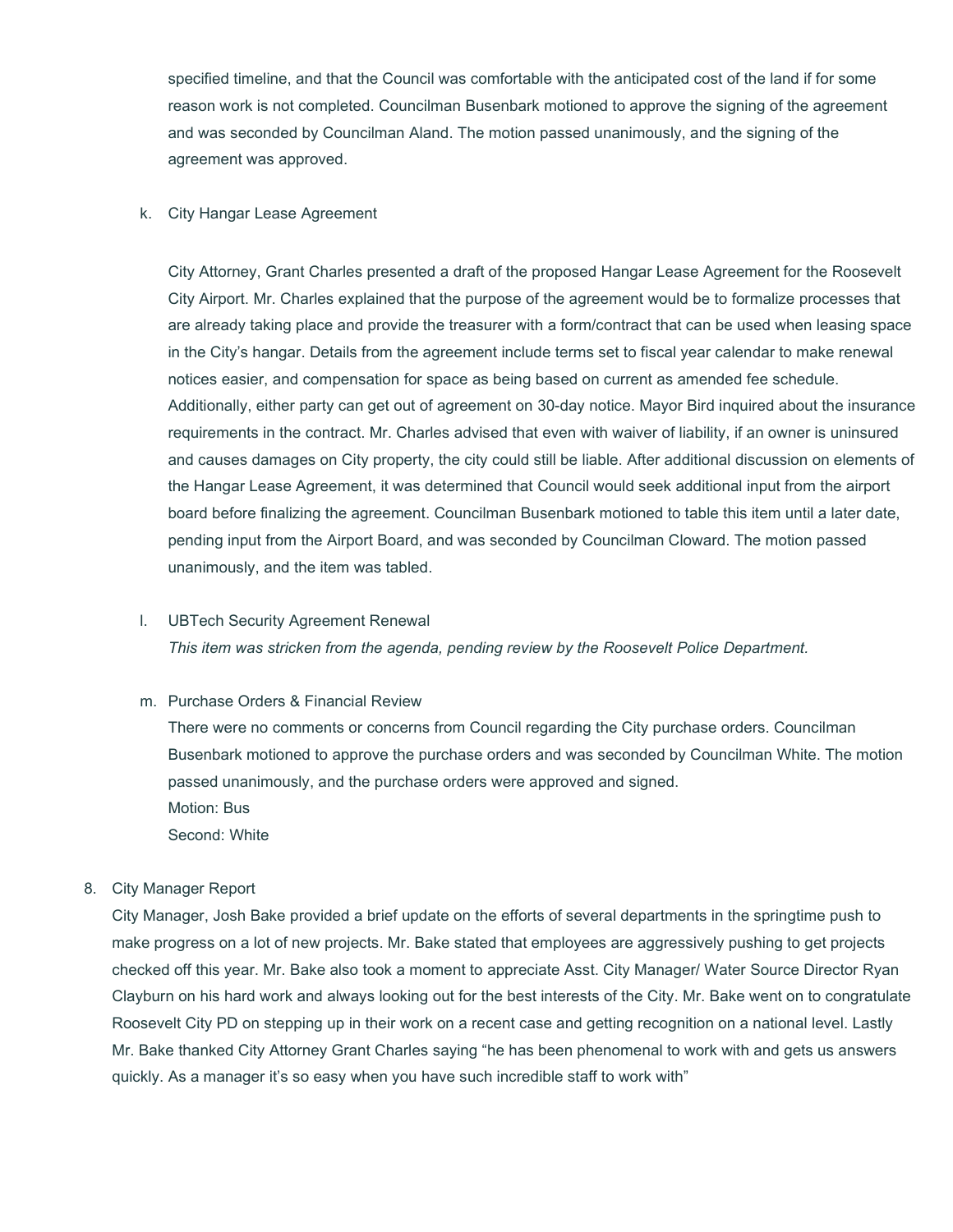specified timeline, and that the Council was comfortable with the anticipated cost of the land if for some reason work is not completed. Councilman Busenbark motioned to approve the signing of the agreement and was seconded by Councilman Aland. The motion passed unanimously, and the signing of the agreement was approved.

k. City Hangar Lease Agreement

City Attorney, Grant Charles presented a draft of the proposed Hangar Lease Agreement for the Roosevelt City Airport. Mr. Charles explained that the purpose of the agreement would be to formalize processes that are already taking place and provide the treasurer with a form/contract that can be used when leasing space in the City's hangar. Details from the agreement include terms set to fiscal year calendar to make renewal notices easier, and compensation for space as being based on current as amended fee schedule. Additionally, either party can get out of agreement on 30-day notice. Mayor Bird inquired about the insurance requirements in the contract. Mr. Charles advised that even with waiver of liability, if an owner is uninsured and causes damages on City property, the city could still be liable. After additional discussion on elements of the Hangar Lease Agreement, it was determined that Council would seek additional input from the airport board before finalizing the agreement. Councilman Busenbark motioned to table this item until a later date, pending input from the Airport Board, and was seconded by Councilman Cloward. The motion passed unanimously, and the item was tabled.

l. UBTech Security Agreement Renewal

*This item was stricken from the agenda, pending review by the Roosevelt Police Department.*

m. Purchase Orders & Financial Review

There were no comments or concerns from Council regarding the City purchase orders. Councilman Busenbark motioned to approve the purchase orders and was seconded by Councilman White. The motion passed unanimously, and the purchase orders were approved and signed.
Motion: Bus
Second: White

8. City Manager Report

City Manager, Josh Bake provided a brief update on the efforts of several departments in the springtime push to make progress on a lot of new projects. Mr. Bake stated that employees are aggressively pushing to get projects checked off this year. Mr. Bake also took a moment to appreciate Asst. City Manager/ Water Source Director Ryan Clayburn on his hard work and always looking out for the best interests of the City. Mr. Bake went on to congratulate Roosevelt City PD on stepping up in their work on a recent case and getting recognition on a national level. Lastly Mr. Bake thanked City Attorney Grant Charles saying "he has been phenomenal to work with and gets us answers quickly. As a manager it's so easy when you have such incredible staff to work with"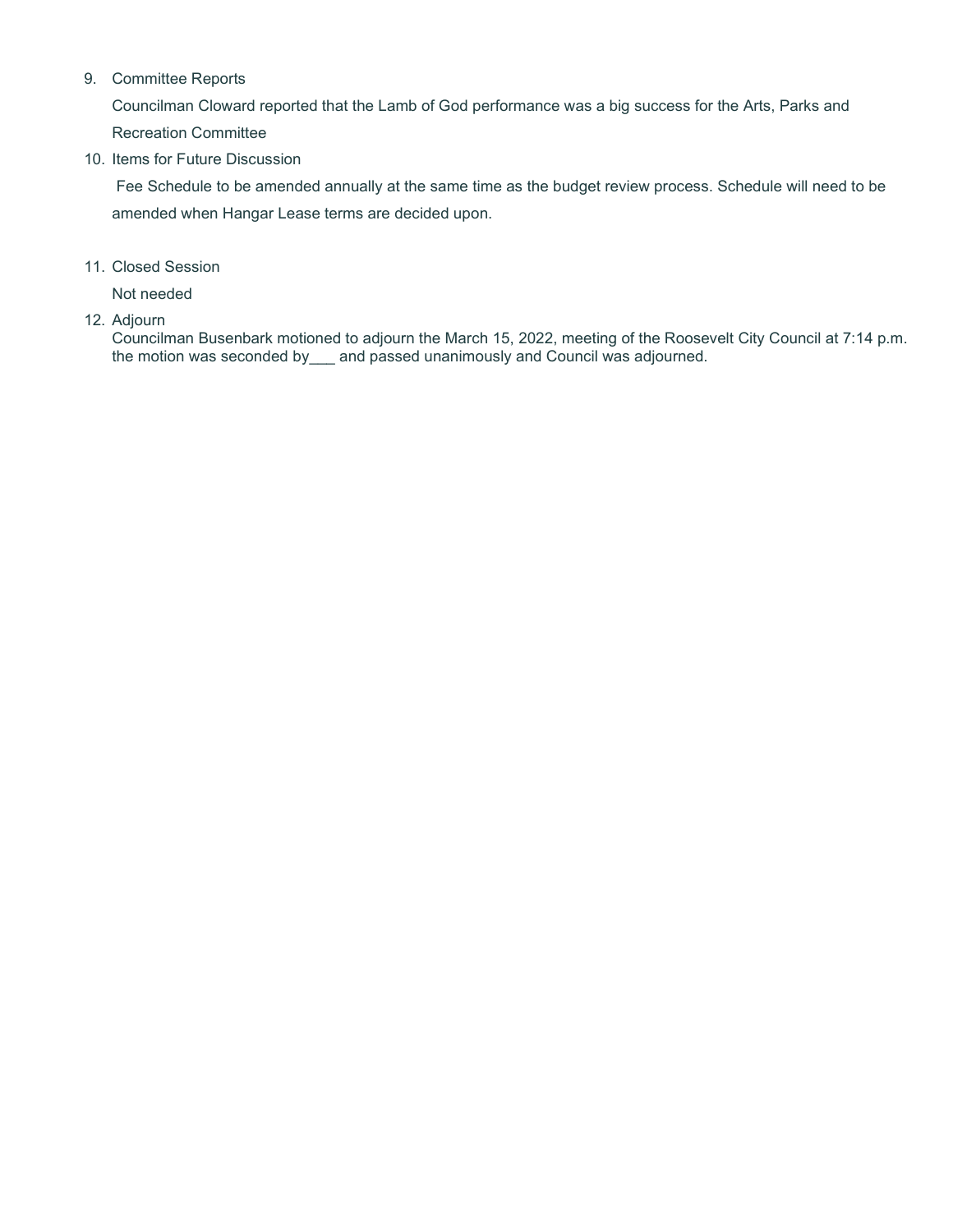9. Committee Reports

   Councilman Cloward reported that the Lamb of God performance was a big success for the Arts, Parks and Recreation Committee

10. Items for Future Discussion

    Fee Schedule to be amended annually at the same time as the budget review process. Schedule will need to be amended when Hangar Lease terms are decided upon.

11. Closed Session

    Not needed

12. Adjourn

    Councilman Busenbark motioned to adjourn the March 15, 2022, meeting of the Roosevelt City Council at 7:14 p.m. the motion was seconded by___ and passed unanimously and Council was adjourned.